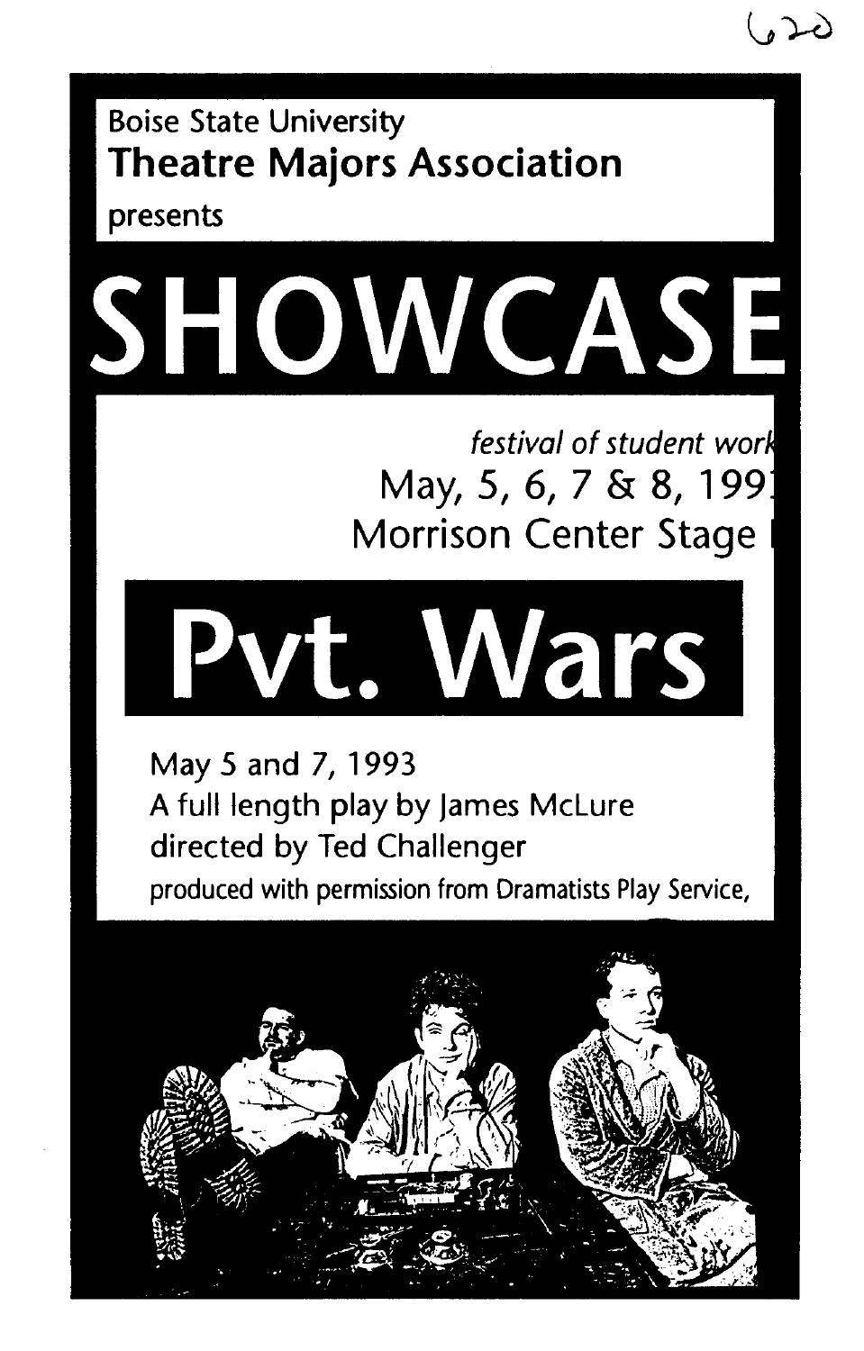Boise State University

**Theatre Majors Association**

presents

# SHOWCASE

*festival of student work*

May, 5, 6, 7 & 8, 199

Morrison Center Stage

# Pvt. Wars

May 5 and 7, 1993

A full length play by James McLure

directed by Ted Challenger

produced with permission from Dramatists Play Service,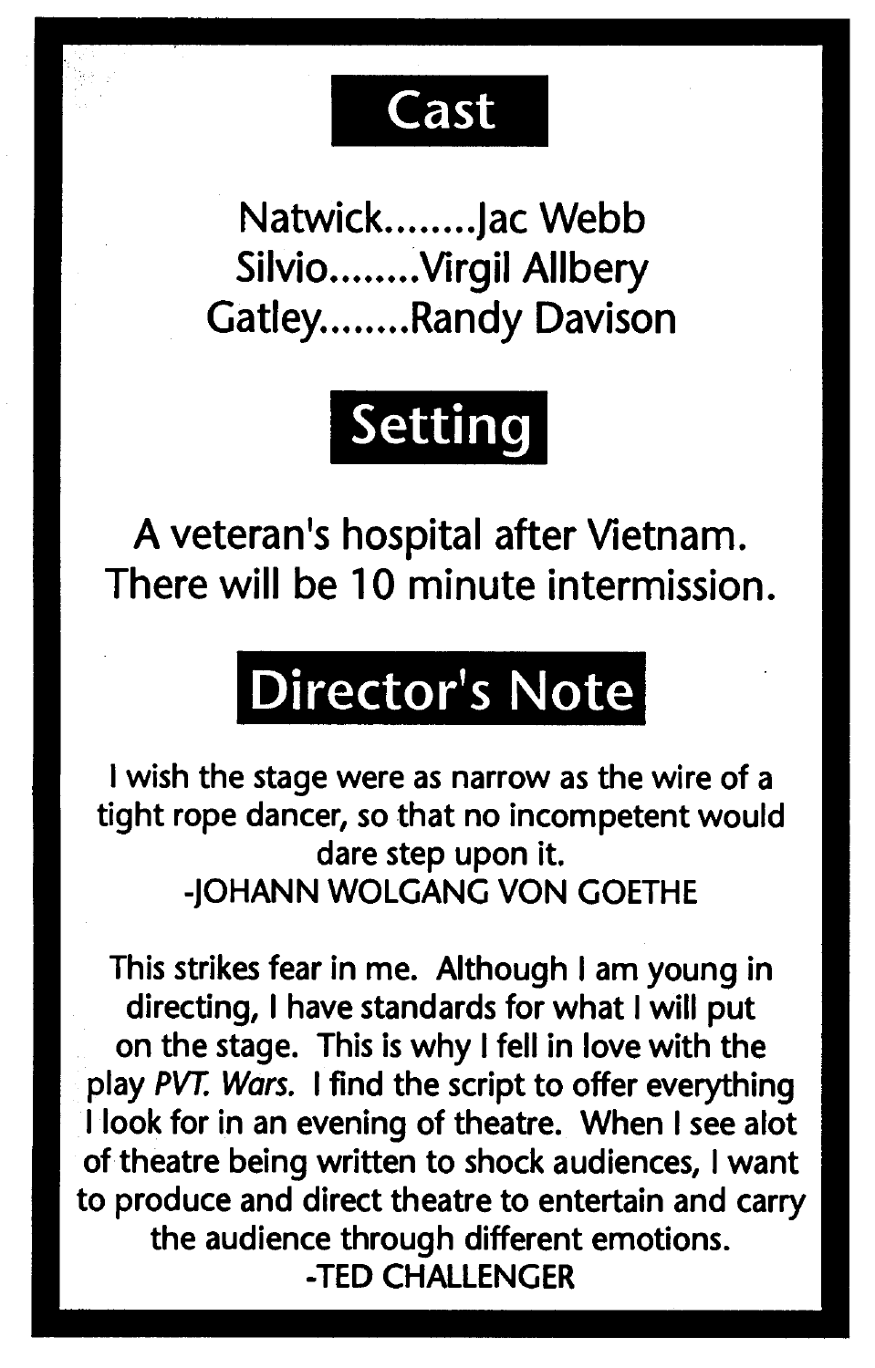## Cast

Natwick........Jac Webb
Silvio........Virgil Allbery
Gatley........Randy Davison

## Setting

A veteran's hospital after Vietnam.
There will be 10 minute intermission.

## Director's Note

I wish the stage were as narrow as the wire of a tight rope dancer, so that no incompetent would dare step upon it.
-JOHANN WOLGANG VON GOETHE

This strikes fear in me. Although I am young in directing, I have standards for what I will put on the stage. This is why I fell in love with the play *PVT. Wars*. I find the script to offer everything I look for in an evening of theatre. When I see alot of theatre being written to shock audiences, I want to produce and direct theatre to entertain and carry the audience through different emotions.
-TED CHALLENGER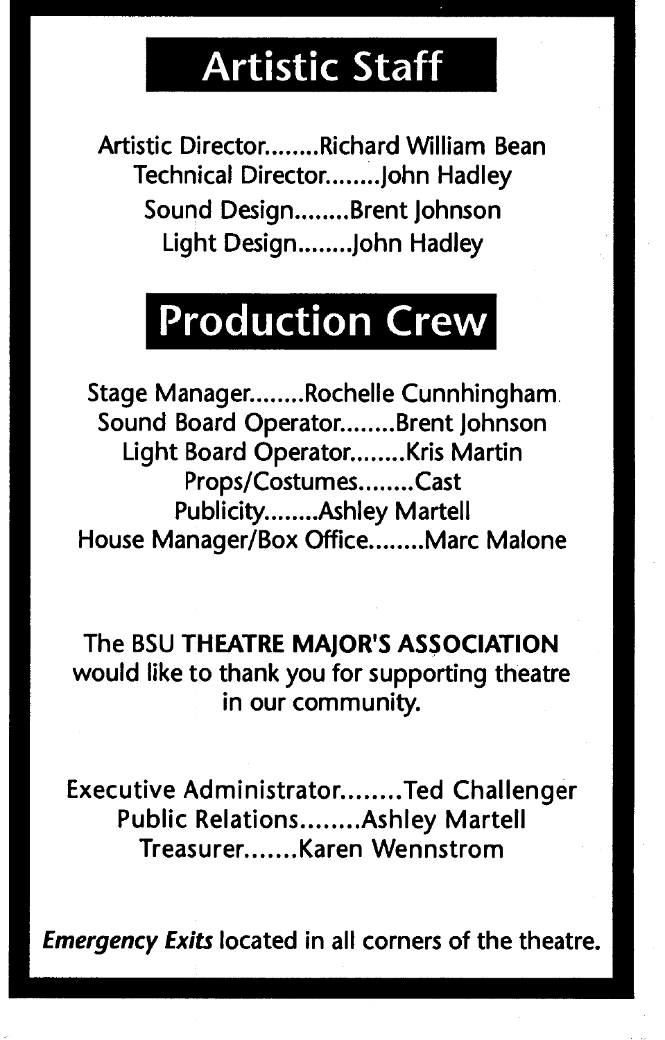## Artistic Staff

Artistic Director........Richard William Bean
Technical Director........John Hadley
Sound Design........Brent Johnson
Light Design........John Hadley

## Production Crew

Stage Manager........Rochelle Cunnhingham.
Sound Board Operator........Brent Johnson
Light Board Operator........Kris Martin
Props/Costumes........Cast
Publicity........Ashley Martell
House Manager/Box Office........Marc Malone

The BSU **THEATRE MAJOR'S ASSOCIATION** would like to thank you for supporting theatre in our community.

Executive Administrator........Ted Challenger
Public Relations........Ashley Martell
Treasurer.......Karen Wennstrom

***Emergency Exits*** located in all corners of the theatre.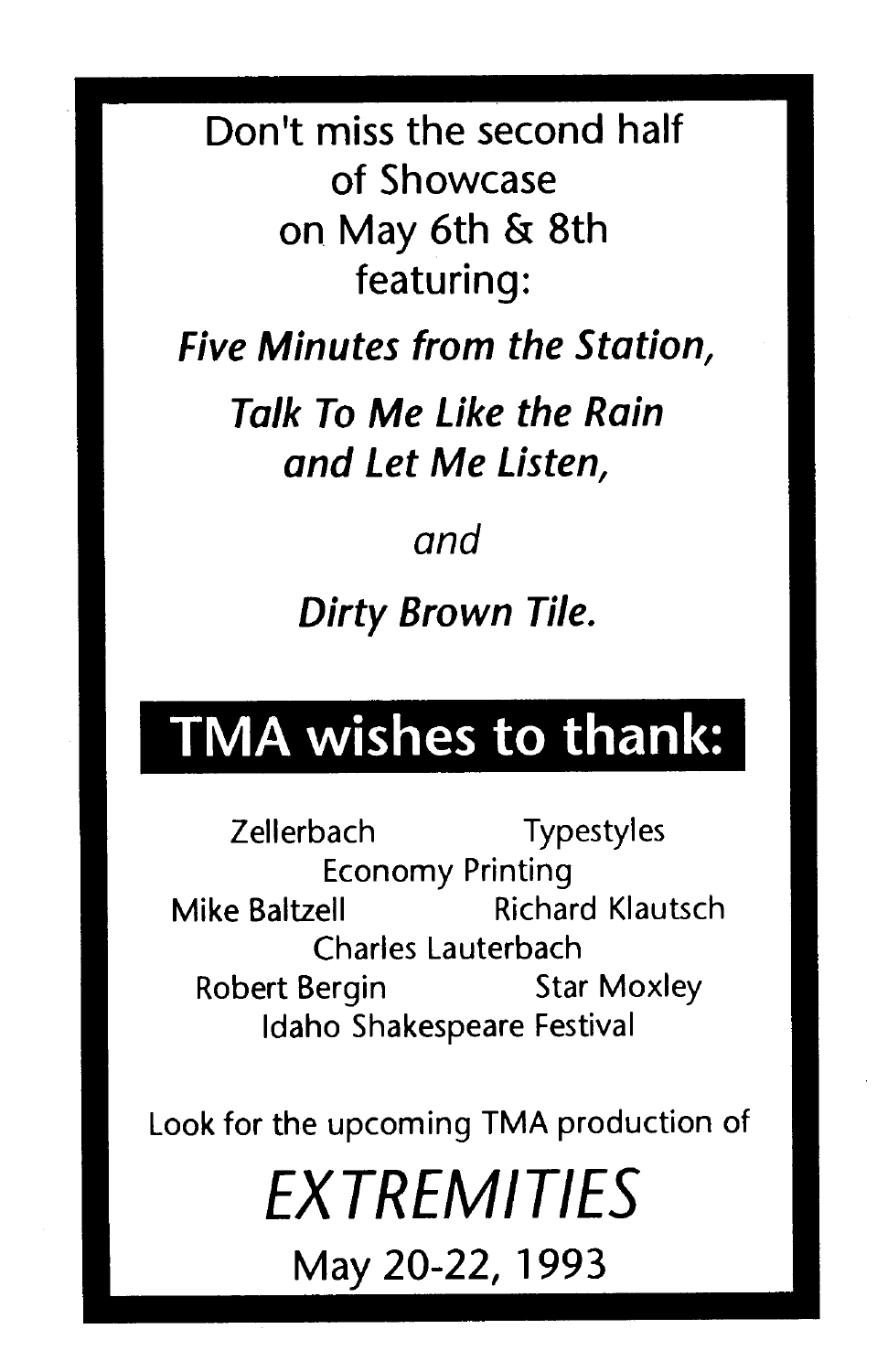Don't miss the second half of Showcase on May 6th & 8th featuring:

***Five Minutes from the Station,***

***Talk To Me Like the Rain and Let Me Listen,***

*and*

***Dirty Brown Tile.***

## TMA wishes to thank:

Zellerbach
Typestyles
Economy Printing
Mike Baltzell
Richard Klautsch
Charles Lauterbach
Robert Bergin
Star Moxley
Idaho Shakespeare Festival

Look for the upcoming TMA production of

# *EXTREMITIES*

May 20-22, 1993